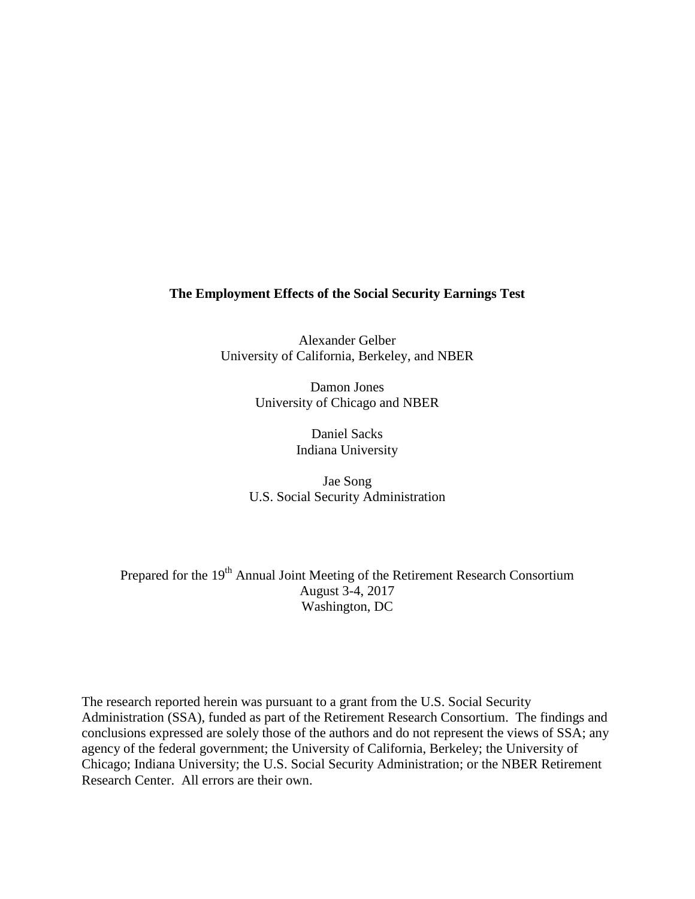# The Employment Effects of the Social Security Earnings Test

Alexander Gelber
University of California, Berkeley, and NBER

Damon Jones
University of Chicago and NBER

Daniel Sacks
Indiana University

Jae Song
U.S. Social Security Administration

Prepared for the 19th Annual Joint Meeting of the Retirement Research Consortium
August 3-4, 2017
Washington, DC

The research reported herein was pursuant to a grant from the U.S. Social Security Administration (SSA), funded as part of the Retirement Research Consortium. The findings and conclusions expressed are solely those of the authors and do not represent the views of SSA; any agency of the federal government; the University of California, Berkeley; the University of Chicago; Indiana University; the U.S. Social Security Administration; or the NBER Retirement Research Center. All errors are their own.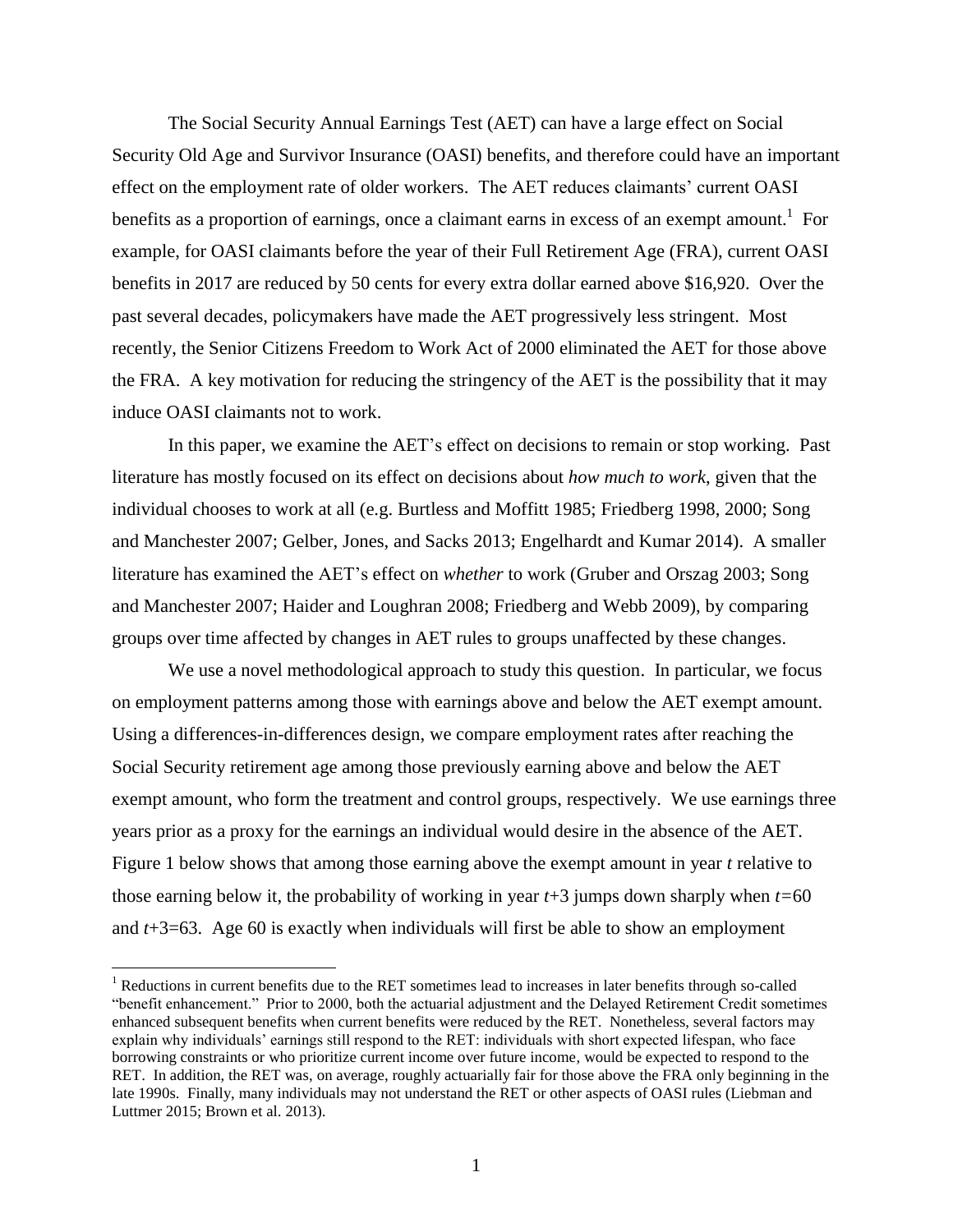The Social Security Annual Earnings Test (AET) can have a large effect on Social Security Old Age and Survivor Insurance (OASI) benefits, and therefore could have an important effect on the employment rate of older workers. The AET reduces claimants' current OASI benefits as a proportion of earnings, once a claimant earns in excess of an exempt amount.[1] For example, for OASI claimants before the year of their Full Retirement Age (FRA), current OASI benefits in 2017 are reduced by 50 cents for every extra dollar earned above $16,920. Over the past several decades, policymakers have made the AET progressively less stringent. Most recently, the Senior Citizens Freedom to Work Act of 2000 eliminated the AET for those above the FRA. A key motivation for reducing the stringency of the AET is the possibility that it may induce OASI claimants not to work.

In this paper, we examine the AET's effect on decisions to remain or stop working. Past literature has mostly focused on its effect on decisions about *how much to work*, given that the individual chooses to work at all (e.g. Burtless and Moffitt 1985; Friedberg 1998, 2000; Song and Manchester 2007; Gelber, Jones, and Sacks 2013; Engelhardt and Kumar 2014). A smaller literature has examined the AET's effect on *whether* to work (Gruber and Orszag 2003; Song and Manchester 2007; Haider and Loughran 2008; Friedberg and Webb 2009), by comparing groups over time affected by changes in AET rules to groups unaffected by these changes.

We use a novel methodological approach to study this question. In particular, we focus on employment patterns among those with earnings above and below the AET exempt amount. Using a differences-in-differences design, we compare employment rates after reaching the Social Security retirement age among those previously earning above and below the AET exempt amount, who form the treatment and control groups, respectively. We use earnings three years prior as a proxy for the earnings an individual would desire in the absence of the AET. Figure 1 below shows that among those earning above the exempt amount in year $t$ relative to those earning below it, the probability of working in year $t+3$ jumps down sharply when $t=60$ and $t+3=63$. Age 60 is exactly when individuals will first be able to show an employment

[1] Reductions in current benefits due to the RET sometimes lead to increases in later benefits through so-called "benefit enhancement." Prior to 2000, both the actuarial adjustment and the Delayed Retirement Credit sometimes enhanced subsequent benefits when current benefits were reduced by the RET. Nonetheless, several factors may explain why individuals' earnings still respond to the RET: individuals with short expected lifespan, who face borrowing constraints or who prioritize current income over future income, would be expected to respond to the RET. In addition, the RET was, on average, roughly actuarially fair for those above the FRA only beginning in the late 1990s. Finally, many individuals may not understand the RET or other aspects of OASI rules (Liebman and Luttmer 2015; Brown et al. 2013).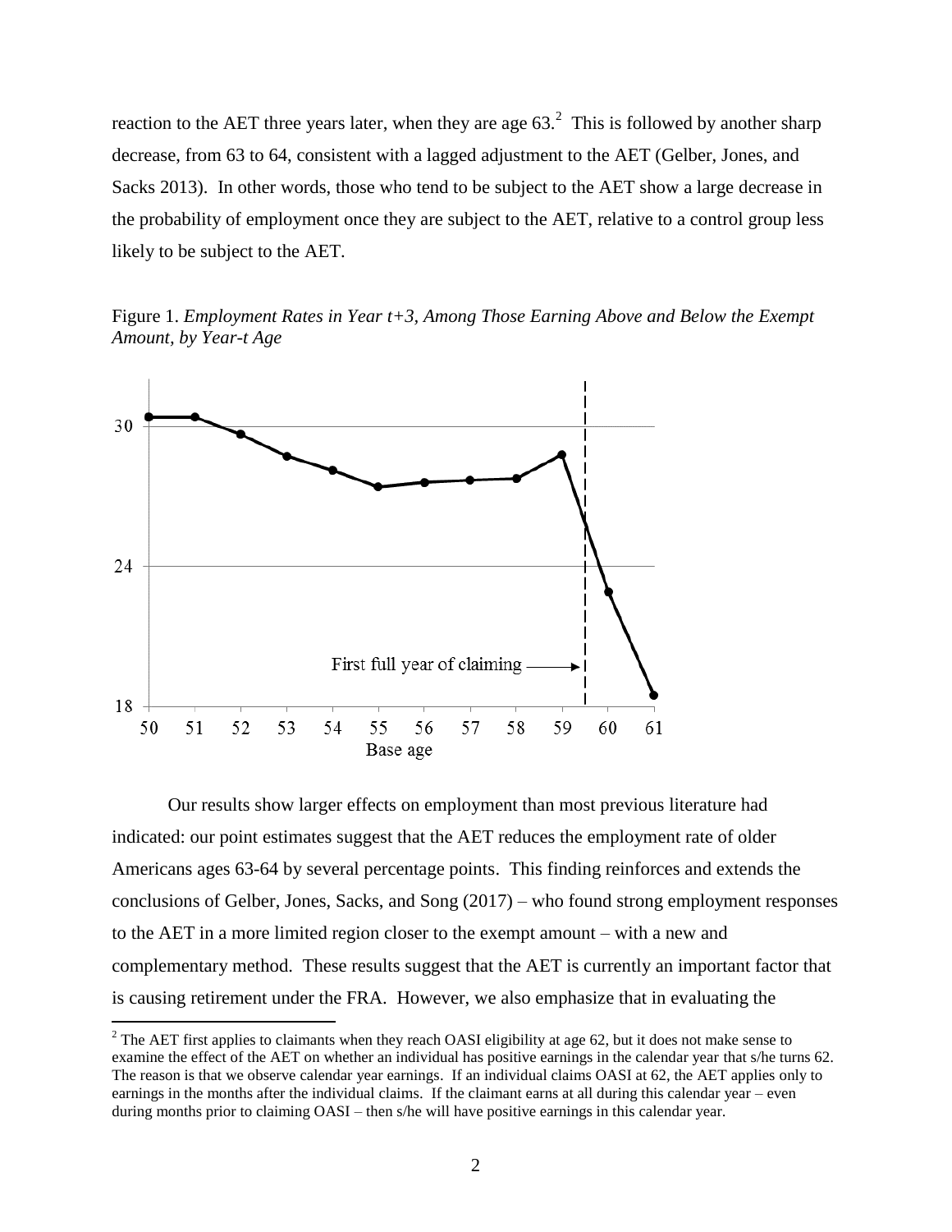reaction to the AET three years later, when they are age 63.[2] This is followed by another sharp decrease, from 63 to 64, consistent with a lagged adjustment to the AET (Gelber, Jones, and Sacks 2013). In other words, those who tend to be subject to the AET show a large decrease in the probability of employment once they are subject to the AET, relative to a control group less likely to be subject to the AET.

Figure 1. *Employment Rates in Year t+3, Among Those Earning Above and Below the Exempt Amount, by Year-t Age*

Our results show larger effects on employment than most previous literature had indicated: our point estimates suggest that the AET reduces the employment rate of older Americans ages 63-64 by several percentage points. This finding reinforces and extends the conclusions of Gelber, Jones, Sacks, and Song (2017) – who found strong employment responses to the AET in a more limited region closer to the exempt amount – with a new and complementary method. These results suggest that the AET is currently an important factor that is causing retirement under the FRA. However, we also emphasize that in evaluating the

[2] The AET first applies to claimants when they reach OASI eligibility at age 62, but it does not make sense to examine the effect of the AET on whether an individual has positive earnings in the calendar year that s/he turns 62. The reason is that we observe calendar year earnings. If an individual claims OASI at 62, the AET applies only to earnings in the months after the individual claims. If the claimant earns at all during this calendar year – even during months prior to claiming OASI – then s/he will have positive earnings in this calendar year.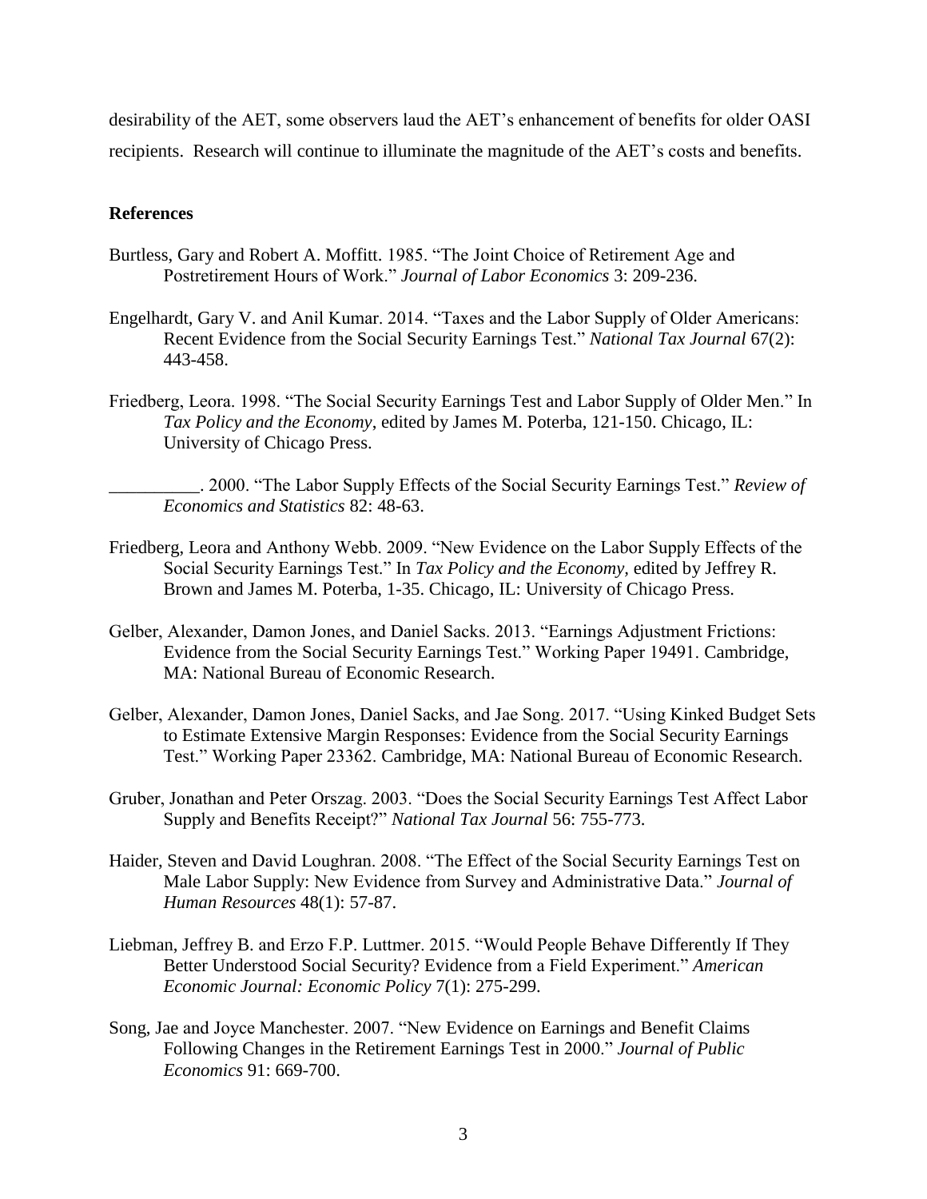desirability of the AET, some observers laud the AET's enhancement of benefits for older OASI recipients. Research will continue to illuminate the magnitude of the AET's costs and benefits.

## References

Burtless, Gary and Robert A. Moffitt. 1985. "The Joint Choice of Retirement Age and Postretirement Hours of Work." *Journal of Labor Economics* 3: 209-236.

Engelhardt, Gary V. and Anil Kumar. 2014. "Taxes and the Labor Supply of Older Americans: Recent Evidence from the Social Security Earnings Test." *National Tax Journal* 67(2): 443-458.

Friedberg, Leora. 1998. "The Social Security Earnings Test and Labor Supply of Older Men." In *Tax Policy and the Economy*, edited by James M. Poterba, 121-150. Chicago, IL: University of Chicago Press.

__________. 2000. "The Labor Supply Effects of the Social Security Earnings Test." *Review of Economics and Statistics* 82: 48-63.

Friedberg, Leora and Anthony Webb. 2009. "New Evidence on the Labor Supply Effects of the Social Security Earnings Test." In *Tax Policy and the Economy*, edited by Jeffrey R. Brown and James M. Poterba, 1-35. Chicago, IL: University of Chicago Press.

Gelber, Alexander, Damon Jones, and Daniel Sacks. 2013. "Earnings Adjustment Frictions: Evidence from the Social Security Earnings Test." Working Paper 19491. Cambridge, MA: National Bureau of Economic Research.

Gelber, Alexander, Damon Jones, Daniel Sacks, and Jae Song. 2017. "Using Kinked Budget Sets to Estimate Extensive Margin Responses: Evidence from the Social Security Earnings Test." Working Paper 23362. Cambridge, MA: National Bureau of Economic Research.

Gruber, Jonathan and Peter Orszag. 2003. "Does the Social Security Earnings Test Affect Labor Supply and Benefits Receipt?" *National Tax Journal* 56: 755-773.

Haider, Steven and David Loughran. 2008. "The Effect of the Social Security Earnings Test on Male Labor Supply: New Evidence from Survey and Administrative Data." *Journal of Human Resources* 48(1): 57-87.

Liebman, Jeffrey B. and Erzo F.P. Luttmer. 2015. "Would People Behave Differently If They Better Understood Social Security? Evidence from a Field Experiment." *American Economic Journal: Economic Policy* 7(1): 275-299.

Song, Jae and Joyce Manchester. 2007. "New Evidence on Earnings and Benefit Claims Following Changes in the Retirement Earnings Test in 2000." *Journal of Public Economics* 91: 669-700.